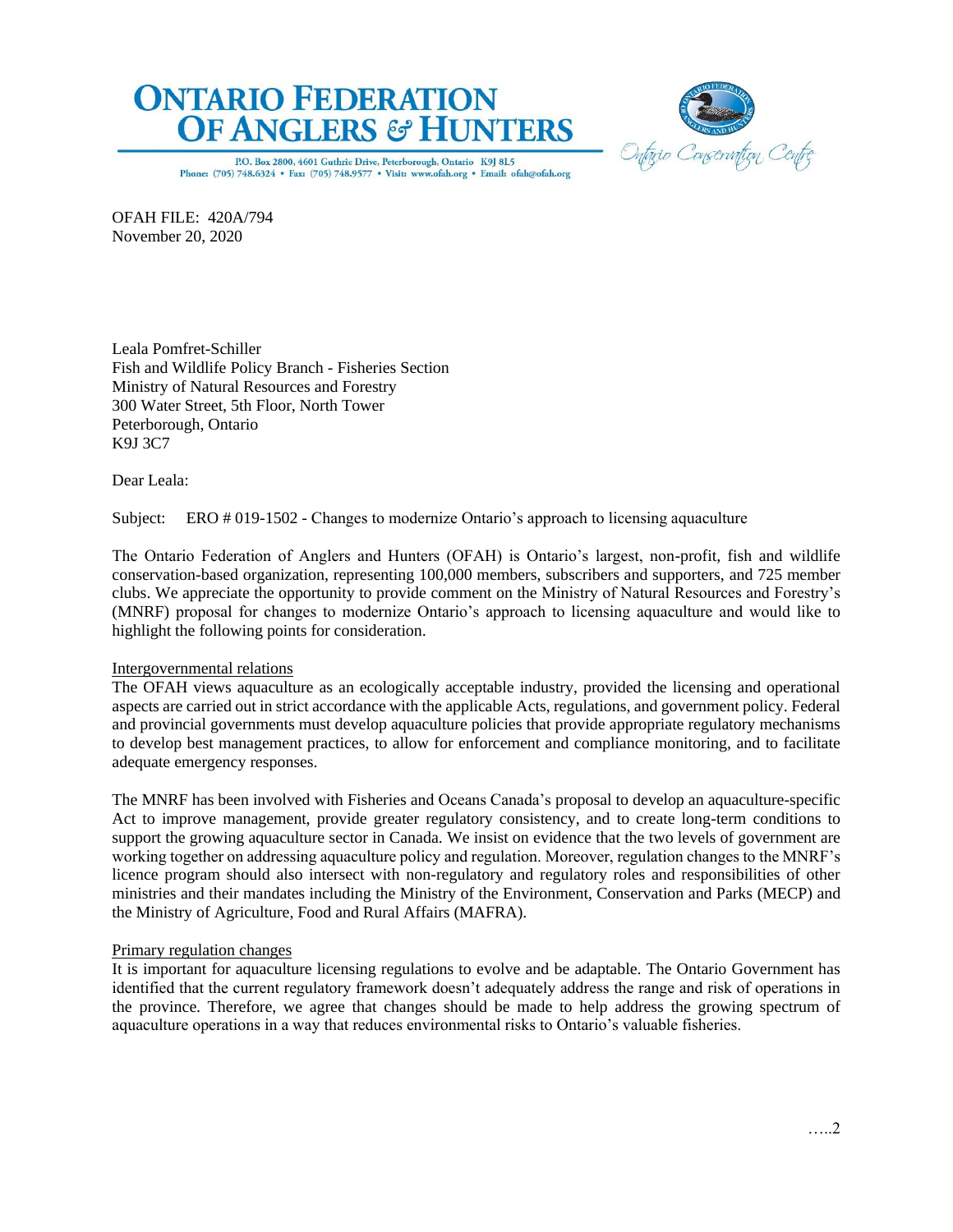# ONTARIO FEDERATION OF ANGLERS & HUNTERS

P.O. Box 2800, 4601 Guthrie Drive, Peterborough, Ontario K9J 8L5
Phone: (705) 748.6324 • Fax: (705) 748.9577 • Visit: www.ofah.org • Email: ofah@ofah.org

Ontario Conservation Centre

OFAH FILE: 420A/794
November 20, 2020

Leala Pomfret-Schiller
Fish and Wildlife Policy Branch - Fisheries Section
Ministry of Natural Resources and Forestry
300 Water Street, 5th Floor, North Tower
Peterborough, Ontario
K9J 3C7

Dear Leala:

Subject: ERO # 019-1502 - Changes to modernize Ontario's approach to licensing aquaculture

The Ontario Federation of Anglers and Hunters (OFAH) is Ontario's largest, non-profit, fish and wildlife conservation-based organization, representing 100,000 members, subscribers and supporters, and 725 member clubs. We appreciate the opportunity to provide comment on the Ministry of Natural Resources and Forestry's (MNRF) proposal for changes to modernize Ontario's approach to licensing aquaculture and would like to highlight the following points for consideration.

Intergovernmental relations

The OFAH views aquaculture as an ecologically acceptable industry, provided the licensing and operational aspects are carried out in strict accordance with the applicable Acts, regulations, and government policy. Federal and provincial governments must develop aquaculture policies that provide appropriate regulatory mechanisms to develop best management practices, to allow for enforcement and compliance monitoring, and to facilitate adequate emergency responses.

The MNRF has been involved with Fisheries and Oceans Canada's proposal to develop an aquaculture-specific Act to improve management, provide greater regulatory consistency, and to create long-term conditions to support the growing aquaculture sector in Canada. We insist on evidence that the two levels of government are working together on addressing aquaculture policy and regulation. Moreover, regulation changes to the MNRF's licence program should also intersect with non-regulatory and regulatory roles and responsibilities of other ministries and their mandates including the Ministry of the Environment, Conservation and Parks (MECP) and the Ministry of Agriculture, Food and Rural Affairs (MAFRA).

Primary regulation changes

It is important for aquaculture licensing regulations to evolve and be adaptable. The Ontario Government has identified that the current regulatory framework doesn't adequately address the range and risk of operations in the province. Therefore, we agree that changes should be made to help address the growing spectrum of aquaculture operations in a way that reduces environmental risks to Ontario's valuable fisheries.

…..2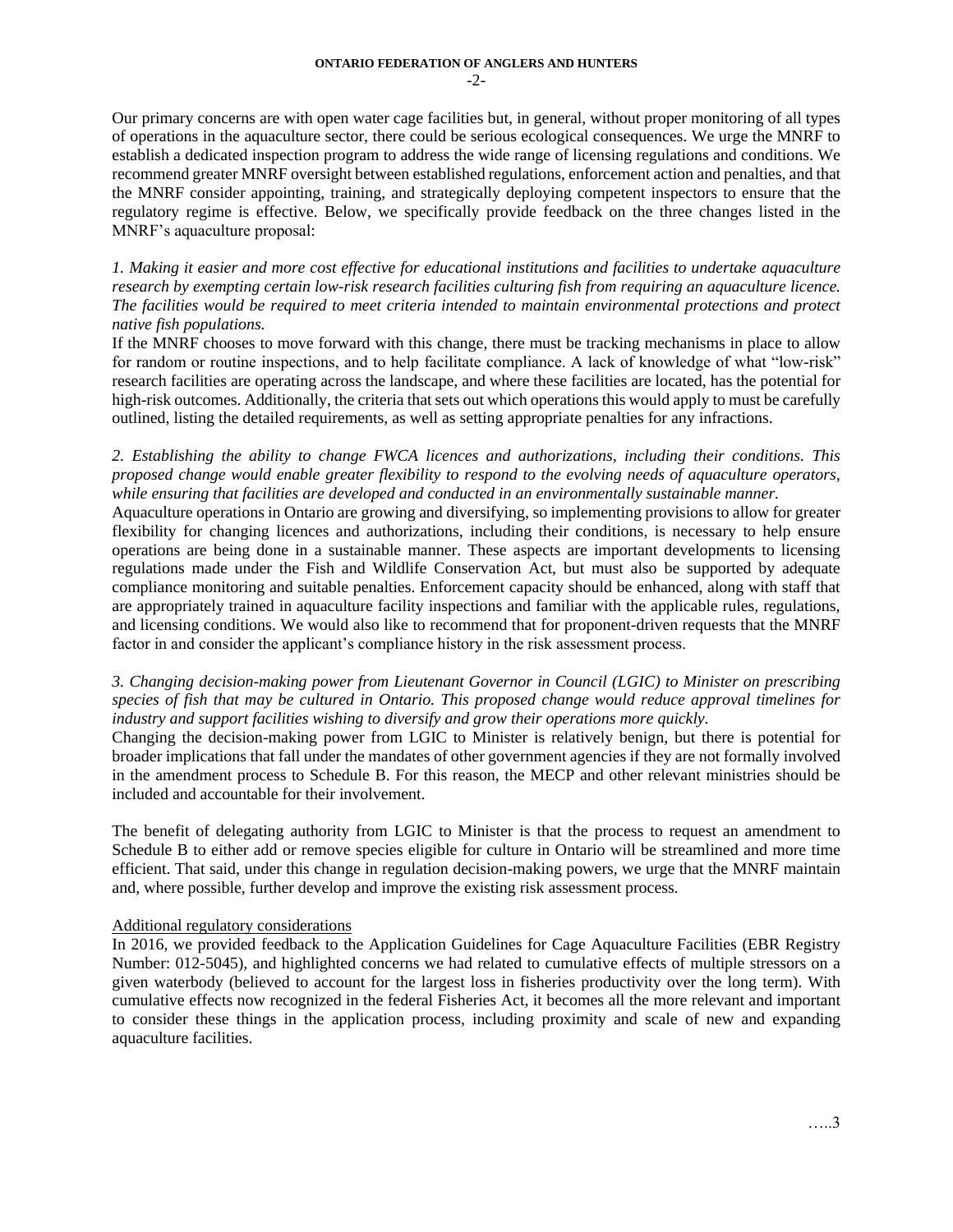Our primary concerns are with open water cage facilities but, in general, without proper monitoring of all types of operations in the aquaculture sector, there could be serious ecological consequences. We urge the MNRF to establish a dedicated inspection program to address the wide range of licensing regulations and conditions. We recommend greater MNRF oversight between established regulations, enforcement action and penalties, and that the MNRF consider appointing, training, and strategically deploying competent inspectors to ensure that the regulatory regime is effective. Below, we specifically provide feedback on the three changes listed in the MNRF's aquaculture proposal:

*1. Making it easier and more cost effective for educational institutions and facilities to undertake aquaculture research by exempting certain low-risk research facilities culturing fish from requiring an aquaculture licence. The facilities would be required to meet criteria intended to maintain environmental protections and protect native fish populations.*

If the MNRF chooses to move forward with this change, there must be tracking mechanisms in place to allow for random or routine inspections, and to help facilitate compliance. A lack of knowledge of what "low-risk" research facilities are operating across the landscape, and where these facilities are located, has the potential for high-risk outcomes. Additionally, the criteria that sets out which operations this would apply to must be carefully outlined, listing the detailed requirements, as well as setting appropriate penalties for any infractions.

*2. Establishing the ability to change FWCA licences and authorizations, including their conditions. This proposed change would enable greater flexibility to respond to the evolving needs of aquaculture operators, while ensuring that facilities are developed and conducted in an environmentally sustainable manner.*

Aquaculture operations in Ontario are growing and diversifying, so implementing provisions to allow for greater flexibility for changing licences and authorizations, including their conditions, is necessary to help ensure operations are being done in a sustainable manner. These aspects are important developments to licensing regulations made under the Fish and Wildlife Conservation Act, but must also be supported by adequate compliance monitoring and suitable penalties. Enforcement capacity should be enhanced, along with staff that are appropriately trained in aquaculture facility inspections and familiar with the applicable rules, regulations, and licensing conditions. We would also like to recommend that for proponent-driven requests that the MNRF factor in and consider the applicant's compliance history in the risk assessment process.

*3. Changing decision-making power from Lieutenant Governor in Council (LGIC) to Minister on prescribing species of fish that may be cultured in Ontario. This proposed change would reduce approval timelines for industry and support facilities wishing to diversify and grow their operations more quickly.*

Changing the decision-making power from LGIC to Minister is relatively benign, but there is potential for broader implications that fall under the mandates of other government agencies if they are not formally involved in the amendment process to Schedule B. For this reason, the MECP and other relevant ministries should be included and accountable for their involvement.

The benefit of delegating authority from LGIC to Minister is that the process to request an amendment to Schedule B to either add or remove species eligible for culture in Ontario will be streamlined and more time efficient. That said, under this change in regulation decision-making powers, we urge that the MNRF maintain and, where possible, further develop and improve the existing risk assessment process.

<u>Additional regulatory considerations</u>

In 2016, we provided feedback to the Application Guidelines for Cage Aquaculture Facilities (EBR Registry Number: 012-5045), and highlighted concerns we had related to cumulative effects of multiple stressors on a given waterbody (believed to account for the largest loss in fisheries productivity over the long term). With cumulative effects now recognized in the federal Fisheries Act, it becomes all the more relevant and important to consider these things in the application process, including proximity and scale of new and expanding aquaculture facilities.

…..3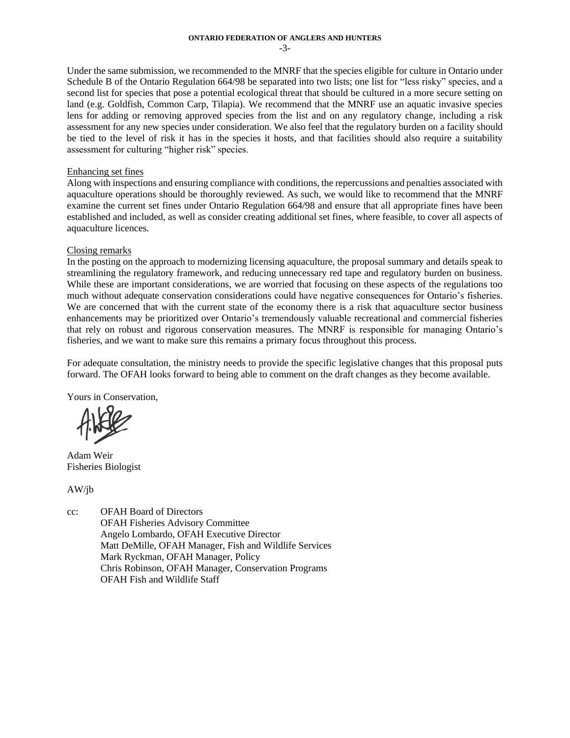Under the same submission, we recommended to the MNRF that the species eligible for culture in Ontario under Schedule B of the Ontario Regulation 664/98 be separated into two lists; one list for "less risky" species, and a second list for species that pose a potential ecological threat that should be cultured in a more secure setting on land (e.g. Goldfish, Common Carp, Tilapia). We recommend that the MNRF use an aquatic invasive species lens for adding or removing approved species from the list and on any regulatory change, including a risk assessment for any new species under consideration. We also feel that the regulatory burden on a facility should be tied to the level of risk it has in the species it hosts, and that facilities should also require a suitability assessment for culturing "higher risk" species.

Enhancing set fines

Along with inspections and ensuring compliance with conditions, the repercussions and penalties associated with aquaculture operations should be thoroughly reviewed. As such, we would like to recommend that the MNRF examine the current set fines under Ontario Regulation 664/98 and ensure that all appropriate fines have been established and included, as well as consider creating additional set fines, where feasible, to cover all aspects of aquaculture licences.

Closing remarks

In the posting on the approach to modernizing licensing aquaculture, the proposal summary and details speak to streamlining the regulatory framework, and reducing unnecessary red tape and regulatory burden on business. While these are important considerations, we are worried that focusing on these aspects of the regulations too much without adequate conservation considerations could have negative consequences for Ontario's fisheries. We are concerned that with the current state of the economy there is a risk that aquaculture sector business enhancements may be prioritized over Ontario's tremendously valuable recreational and commercial fisheries that rely on robust and rigorous conservation measures. The MNRF is responsible for managing Ontario's fisheries, and we want to make sure this remains a primary focus throughout this process.

For adequate consultation, the ministry needs to provide the specific legislative changes that this proposal puts forward. The OFAH looks forward to being able to comment on the draft changes as they become available.

Yours in Conservation,

Adam Weir
Fisheries Biologist

AW/jb

cc: OFAH Board of Directors
OFAH Fisheries Advisory Committee
Angelo Lombardo, OFAH Executive Director
Matt DeMille, OFAH Manager, Fish and Wildlife Services
Mark Ryckman, OFAH Manager, Policy
Chris Robinson, OFAH Manager, Conservation Programs
OFAH Fish and Wildlife Staff